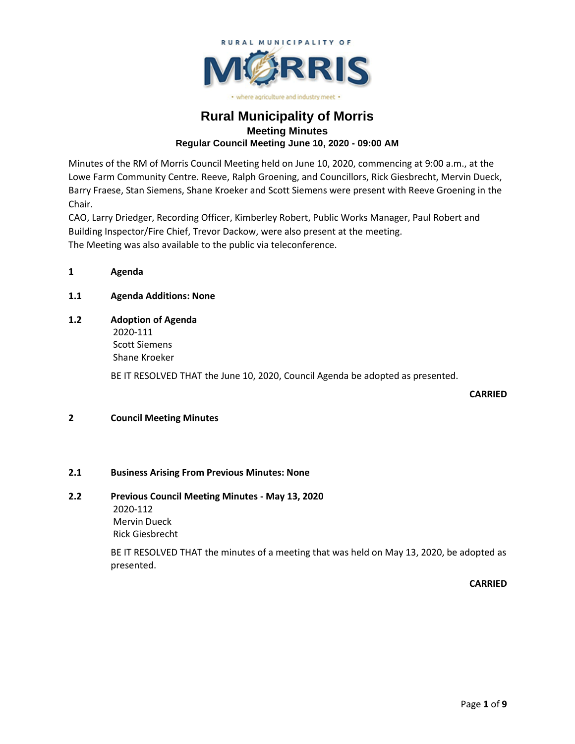# Rural Municipality of Morris

## Meeting Minutes

### Regular Council Meeting June 10, 2020 - 09:00 AM

Minutes of the RM of Morris Council Meeting held on June 10, 2020, commencing at 9:00 a.m., at the Lowe Farm Community Centre. Reeve, Ralph Groening, and Councillors, Rick Giesbrecht, Mervin Dueck, Barry Fraese, Stan Siemens, Shane Kroeker and Scott Siemens were present with Reeve Groening in the Chair.

CAO, Larry Driedger, Recording Officer, Kimberley Robert, Public Works Manager, Paul Robert and Building Inspector/Fire Chief, Trevor Dackow, were also present at the meeting.

The Meeting was also available to the public via teleconference.

**1 Agenda**

**1.1 Agenda Additions: None**

**1.2 Adoption of Agenda**

2020-111
Scott Siemens
Shane Kroeker

BE IT RESOLVED THAT the June 10, 2020, Council Agenda be adopted as presented.

**CARRIED**

**2 Council Meeting Minutes**

**2.1 Business Arising From Previous Minutes: None**

**2.2 Previous Council Meeting Minutes - May 13, 2020**

2020-112
Mervin Dueck
Rick Giesbrecht

BE IT RESOLVED THAT the minutes of a meeting that was held on May 13, 2020, be adopted as presented.

**CARRIED**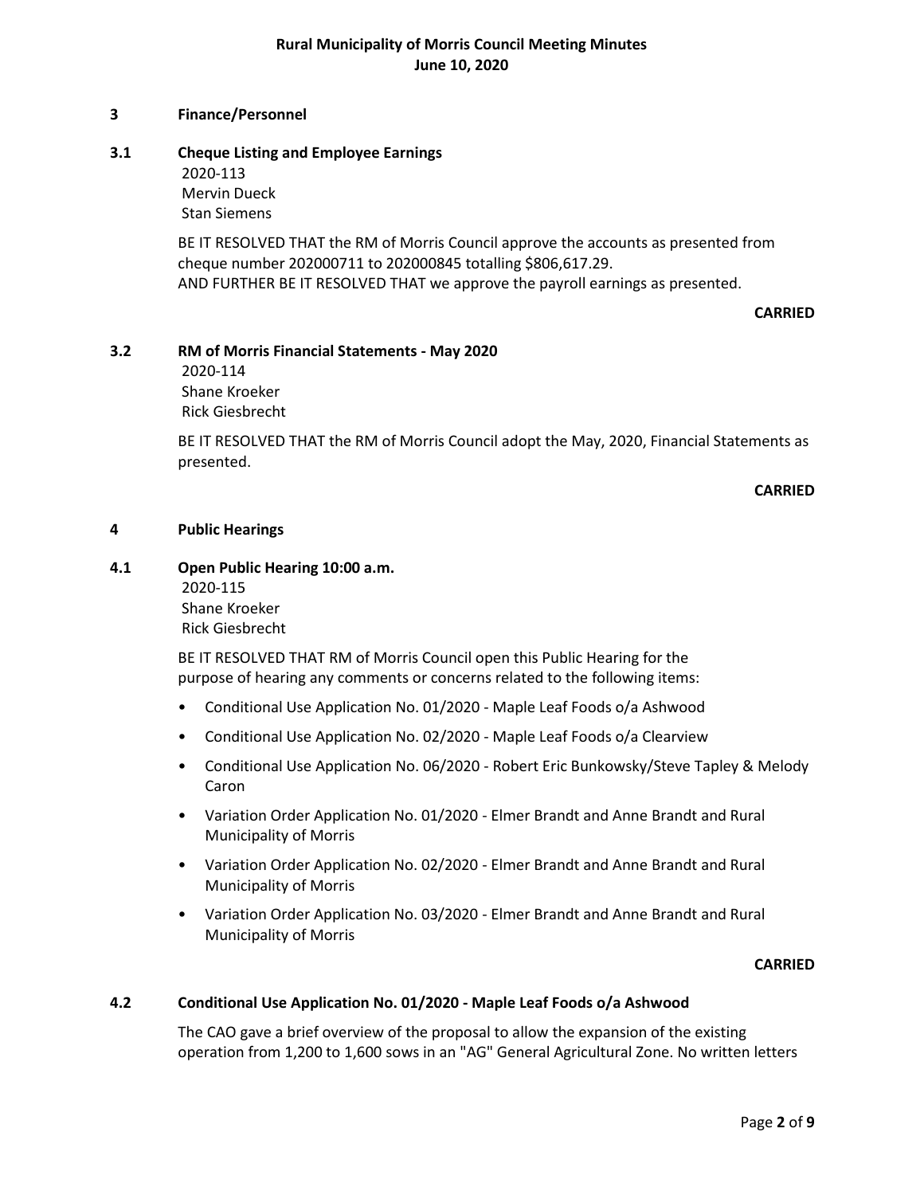## 3 Finance/Personnel

### 3.1 Cheque Listing and Employee Earnings

2020-113
Mervin Dueck
Stan Siemens

BE IT RESOLVED THAT the RM of Morris Council approve the accounts as presented from cheque number 202000711 to 202000845 totalling $806,617.29.
AND FURTHER BE IT RESOLVED THAT we approve the payroll earnings as presented.

**CARRIED**

### 3.2 RM of Morris Financial Statements - May 2020

2020-114
Shane Kroeker
Rick Giesbrecht

BE IT RESOLVED THAT the RM of Morris Council adopt the May, 2020, Financial Statements as presented.

**CARRIED**

## 4 Public Hearings

### 4.1 Open Public Hearing 10:00 a.m.

2020-115
Shane Kroeker
Rick Giesbrecht

BE IT RESOLVED THAT RM of Morris Council open this Public Hearing for the purpose of hearing any comments or concerns related to the following items:

- Conditional Use Application No. 01/2020 - Maple Leaf Foods o/a Ashwood
- Conditional Use Application No. 02/2020 - Maple Leaf Foods o/a Clearview
- Conditional Use Application No. 06/2020 - Robert Eric Bunkowsky/Steve Tapley & Melody Caron
- Variation Order Application No. 01/2020 - Elmer Brandt and Anne Brandt and Rural Municipality of Morris
- Variation Order Application No. 02/2020 - Elmer Brandt and Anne Brandt and Rural Municipality of Morris
- Variation Order Application No. 03/2020 - Elmer Brandt and Anne Brandt and Rural Municipality of Morris

**CARRIED**

### 4.2 Conditional Use Application No. 01/2020 - Maple Leaf Foods o/a Ashwood

The CAO gave a brief overview of the proposal to allow the expansion of the existing operation from 1,200 to 1,600 sows in an "AG" General Agricultural Zone. No written letters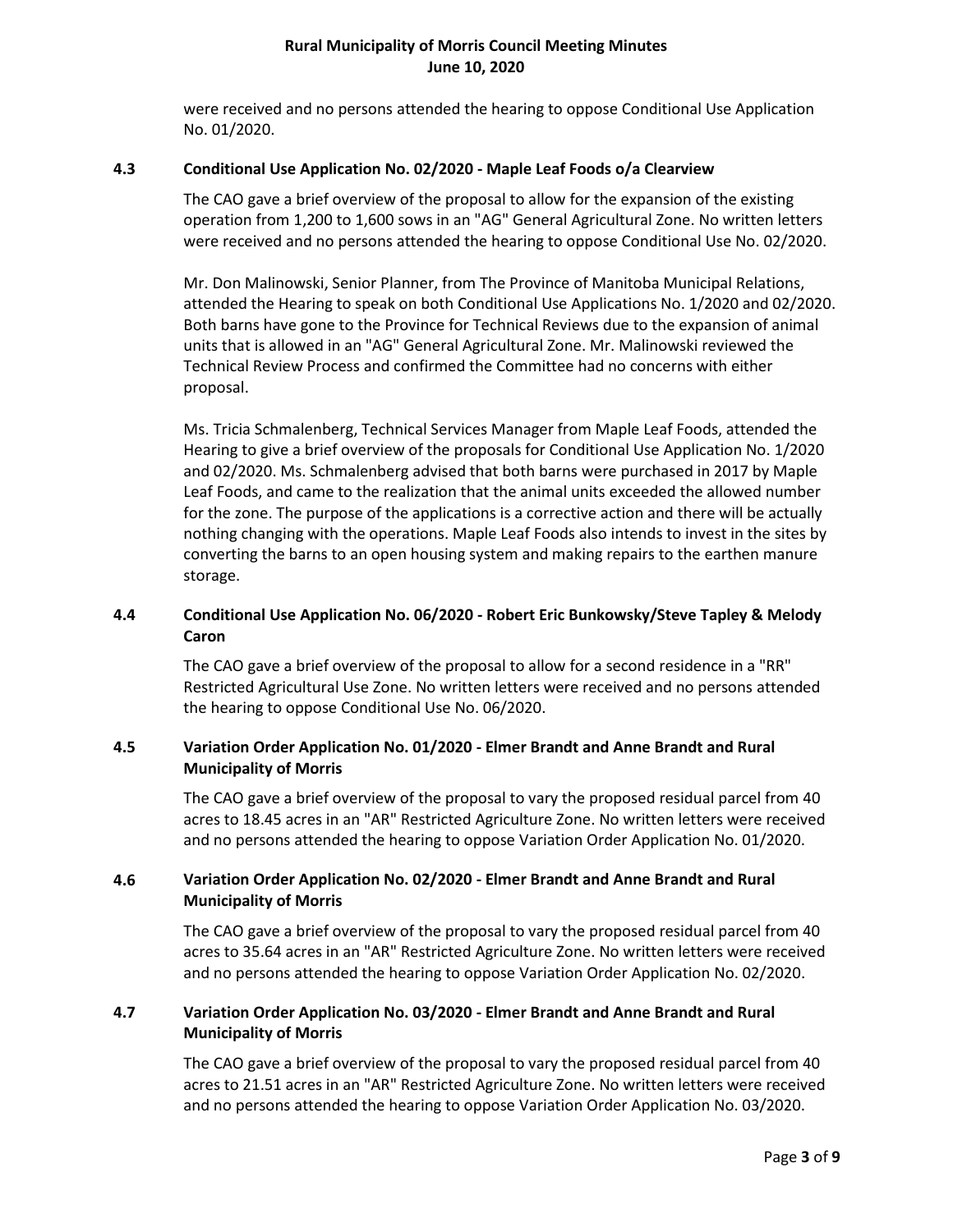were received and no persons attended the hearing to oppose Conditional Use Application No. 01/2020.

### 4.3 Conditional Use Application No. 02/2020 - Maple Leaf Foods o/a Clearview

The CAO gave a brief overview of the proposal to allow for the expansion of the existing operation from 1,200 to 1,600 sows in an "AG" General Agricultural Zone. No written letters were received and no persons attended the hearing to oppose Conditional Use No. 02/2020.

Mr. Don Malinowski, Senior Planner, from The Province of Manitoba Municipal Relations, attended the Hearing to speak on both Conditional Use Applications No. 1/2020 and 02/2020. Both barns have gone to the Province for Technical Reviews due to the expansion of animal units that is allowed in an "AG" General Agricultural Zone. Mr. Malinowski reviewed the Technical Review Process and confirmed the Committee had no concerns with either proposal.

Ms. Tricia Schmalenberg, Technical Services Manager from Maple Leaf Foods, attended the Hearing to give a brief overview of the proposals for Conditional Use Application No. 1/2020 and 02/2020. Ms. Schmalenberg advised that both barns were purchased in 2017 by Maple Leaf Foods, and came to the realization that the animal units exceeded the allowed number for the zone. The purpose of the applications is a corrective action and there will be actually nothing changing with the operations. Maple Leaf Foods also intends to invest in the sites by converting the barns to an open housing system and making repairs to the earthen manure storage.

### 4.4 Conditional Use Application No. 06/2020 - Robert Eric Bunkowsky/Steve Tapley & Melody Caron

The CAO gave a brief overview of the proposal to allow for a second residence in a "RR" Restricted Agricultural Use Zone. No written letters were received and no persons attended the hearing to oppose Conditional Use No. 06/2020.

### 4.5 Variation Order Application No. 01/2020 - Elmer Brandt and Anne Brandt and Rural Municipality of Morris

The CAO gave a brief overview of the proposal to vary the proposed residual parcel from 40 acres to 18.45 acres in an "AR" Restricted Agriculture Zone. No written letters were received and no persons attended the hearing to oppose Variation Order Application No. 01/2020.

### 4.6 Variation Order Application No. 02/2020 - Elmer Brandt and Anne Brandt and Rural Municipality of Morris

The CAO gave a brief overview of the proposal to vary the proposed residual parcel from 40 acres to 35.64 acres in an "AR" Restricted Agriculture Zone. No written letters were received and no persons attended the hearing to oppose Variation Order Application No. 02/2020.

### 4.7 Variation Order Application No. 03/2020 - Elmer Brandt and Anne Brandt and Rural Municipality of Morris

The CAO gave a brief overview of the proposal to vary the proposed residual parcel from 40 acres to 21.51 acres in an "AR" Restricted Agriculture Zone. No written letters were received and no persons attended the hearing to oppose Variation Order Application No. 03/2020.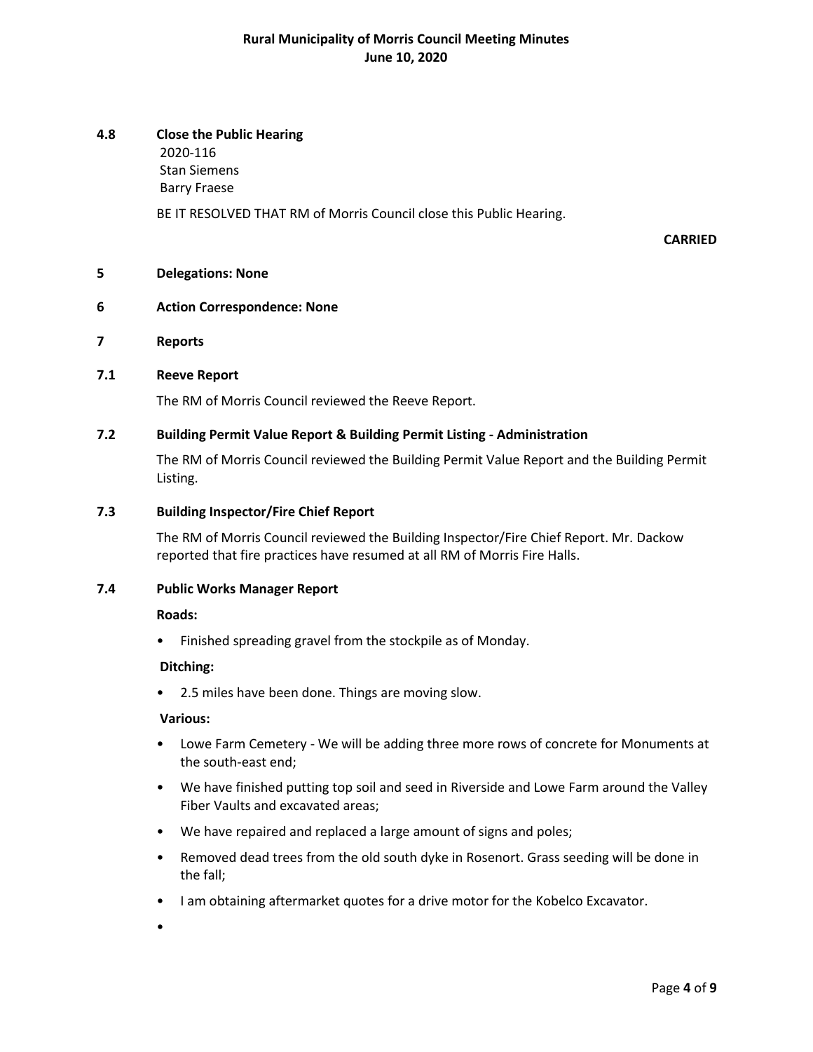**4.8 Close the Public Hearing**

2020-116
Stan Siemens
Barry Fraese

BE IT RESOLVED THAT RM of Morris Council close this Public Hearing.

**CARRIED**

**5 Delegations: None**

**6 Action Correspondence: None**

**7 Reports**

**7.1 Reeve Report**

The RM of Morris Council reviewed the Reeve Report.

**7.2 Building Permit Value Report & Building Permit Listing - Administration**

The RM of Morris Council reviewed the Building Permit Value Report and the Building Permit Listing.

**7.3 Building Inspector/Fire Chief Report**

The RM of Morris Council reviewed the Building Inspector/Fire Chief Report. Mr. Dackow reported that fire practices have resumed at all RM of Morris Fire Halls.

**7.4 Public Works Manager Report**

**Roads:**

- Finished spreading gravel from the stockpile as of Monday.

**Ditching:**

- 2.5 miles have been done. Things are moving slow.

**Various:**

- Lowe Farm Cemetery - We will be adding three more rows of concrete for Monuments at the south-east end;
- We have finished putting top soil and seed in Riverside and Lowe Farm around the Valley Fiber Vaults and excavated areas;
- We have repaired and replaced a large amount of signs and poles;
- Removed dead trees from the old south dyke in Rosenort. Grass seeding will be done in the fall;
- I am obtaining aftermarket quotes for a drive motor for the Kobelco Excavator.
-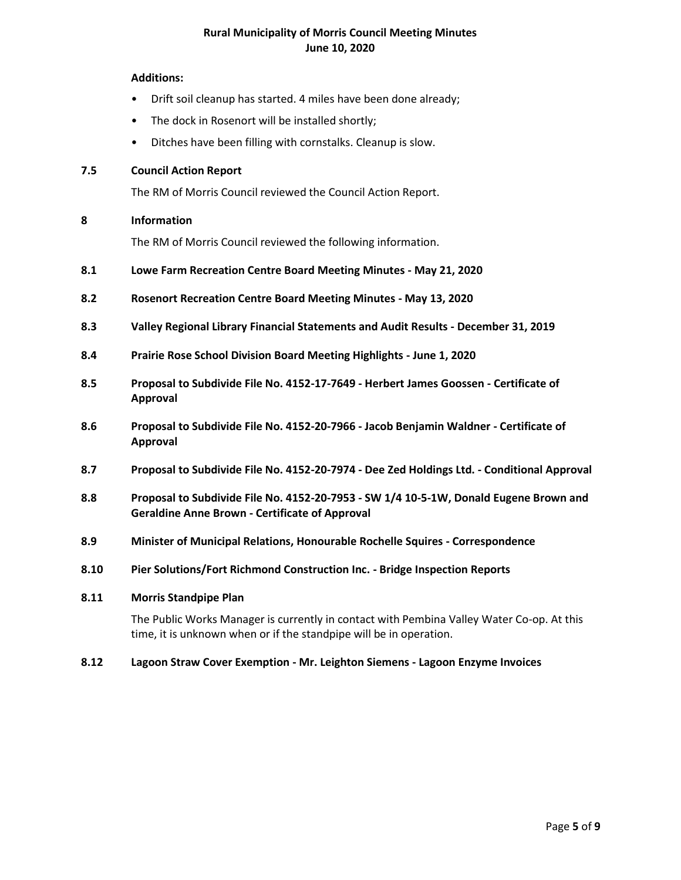**Additions:**

- Drift soil cleanup has started. 4 miles have been done already;
- The dock in Rosenort will be installed shortly;
- Ditches have been filling with cornstalks. Cleanup is slow.

### 7.5 Council Action Report

The RM of Morris Council reviewed the Council Action Report.

## 8 Information

The RM of Morris Council reviewed the following information.

### 8.1 Lowe Farm Recreation Centre Board Meeting Minutes - May 21, 2020

### 8.2 Rosenort Recreation Centre Board Meeting Minutes - May 13, 2020

### 8.3 Valley Regional Library Financial Statements and Audit Results - December 31, 2019

### 8.4 Prairie Rose School Division Board Meeting Highlights - June 1, 2020

### 8.5 Proposal to Subdivide File No. 4152-17-7649 - Herbert James Goossen - Certificate of Approval

### 8.6 Proposal to Subdivide File No. 4152-20-7966 - Jacob Benjamin Waldner - Certificate of Approval

### 8.7 Proposal to Subdivide File No. 4152-20-7974 - Dee Zed Holdings Ltd. - Conditional Approval

### 8.8 Proposal to Subdivide File No. 4152-20-7953 - SW 1/4 10-5-1W, Donald Eugene Brown and Geraldine Anne Brown - Certificate of Approval

### 8.9 Minister of Municipal Relations, Honourable Rochelle Squires - Correspondence

### 8.10 Pier Solutions/Fort Richmond Construction Inc. - Bridge Inspection Reports

### 8.11 Morris Standpipe Plan

The Public Works Manager is currently in contact with Pembina Valley Water Co-op. At this time, it is unknown when or if the standpipe will be in operation.

### 8.12 Lagoon Straw Cover Exemption - Mr. Leighton Siemens - Lagoon Enzyme Invoices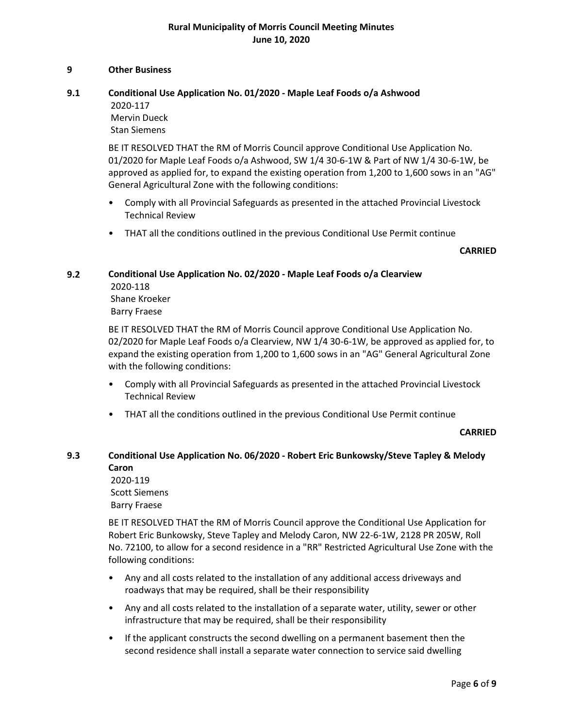## 9 Other Business

### 9.1 Conditional Use Application No. 01/2020 - Maple Leaf Foods o/a Ashwood

2020-117
Mervin Dueck
Stan Siemens

BE IT RESOLVED THAT the RM of Morris Council approve Conditional Use Application No. 01/2020 for Maple Leaf Foods o/a Ashwood, SW 1/4 30-6-1W & Part of NW 1/4 30-6-1W, be approved as applied for, to expand the existing operation from 1,200 to 1,600 sows in an "AG" General Agricultural Zone with the following conditions:

- Comply with all Provincial Safeguards as presented in the attached Provincial Livestock Technical Review
- THAT all the conditions outlined in the previous Conditional Use Permit continue

**CARRIED**

### 9.2 Conditional Use Application No. 02/2020 - Maple Leaf Foods o/a Clearview

2020-118
Shane Kroeker
Barry Fraese

BE IT RESOLVED THAT the RM of Morris Council approve Conditional Use Application No. 02/2020 for Maple Leaf Foods o/a Clearview, NW 1/4 30-6-1W, be approved as applied for, to expand the existing operation from 1,200 to 1,600 sows in an "AG" General Agricultural Zone with the following conditions:

- Comply with all Provincial Safeguards as presented in the attached Provincial Livestock Technical Review
- THAT all the conditions outlined in the previous Conditional Use Permit continue

**CARRIED**

### 9.3 Conditional Use Application No. 06/2020 - Robert Eric Bunkowsky/Steve Tapley & Melody Caron

2020-119
Scott Siemens
Barry Fraese

BE IT RESOLVED THAT the RM of Morris Council approve the Conditional Use Application for Robert Eric Bunkowsky, Steve Tapley and Melody Caron, NW 22-6-1W, 2128 PR 205W, Roll No. 72100, to allow for a second residence in a "RR" Restricted Agricultural Use Zone with the following conditions:

- Any and all costs related to the installation of any additional access driveways and roadways that may be required, shall be their responsibility
- Any and all costs related to the installation of a separate water, utility, sewer or other infrastructure that may be required, shall be their responsibility
- If the applicant constructs the second dwelling on a permanent basement then the second residence shall install a separate water connection to service said dwelling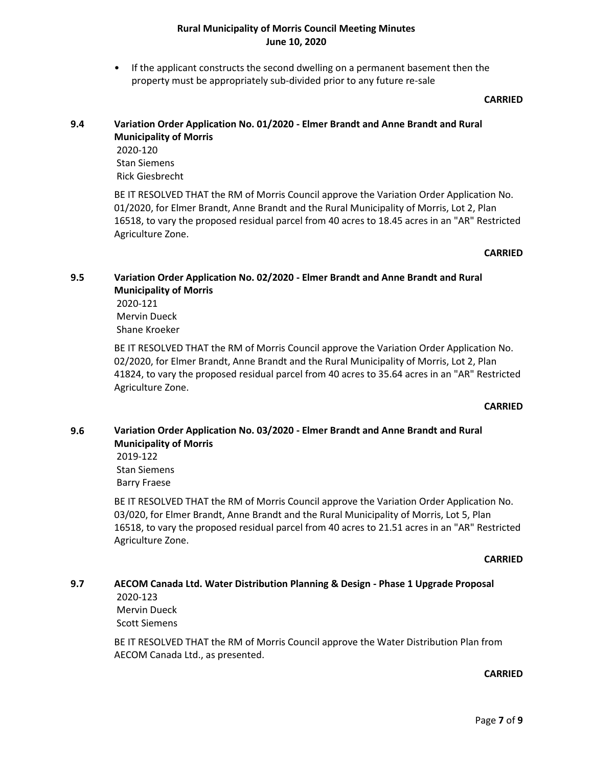- If the applicant constructs the second dwelling on a permanent basement then the property must be appropriately sub-divided prior to any future re-sale

**CARRIED**

### 9.4 Variation Order Application No. 01/2020 - Elmer Brandt and Anne Brandt and Rural Municipality of Morris

2020-120
Stan Siemens
Rick Giesbrecht

BE IT RESOLVED THAT the RM of Morris Council approve the Variation Order Application No. 01/2020, for Elmer Brandt, Anne Brandt and the Rural Municipality of Morris, Lot 2, Plan 16518, to vary the proposed residual parcel from 40 acres to 18.45 acres in an "AR" Restricted Agriculture Zone.

**CARRIED**

### 9.5 Variation Order Application No. 02/2020 - Elmer Brandt and Anne Brandt and Rural Municipality of Morris

2020-121
Mervin Dueck
Shane Kroeker

BE IT RESOLVED THAT the RM of Morris Council approve the Variation Order Application No. 02/2020, for Elmer Brandt, Anne Brandt and the Rural Municipality of Morris, Lot 2, Plan 41824, to vary the proposed residual parcel from 40 acres to 35.64 acres in an "AR" Restricted Agriculture Zone.

**CARRIED**

### 9.6 Variation Order Application No. 03/2020 - Elmer Brandt and Anne Brandt and Rural Municipality of Morris

2019-122
Stan Siemens
Barry Fraese

BE IT RESOLVED THAT the RM of Morris Council approve the Variation Order Application No. 03/020, for Elmer Brandt, Anne Brandt and the Rural Municipality of Morris, Lot 5, Plan 16518, to vary the proposed residual parcel from 40 acres to 21.51 acres in an "AR" Restricted Agriculture Zone.

**CARRIED**

### 9.7 AECOM Canada Ltd. Water Distribution Planning & Design - Phase 1 Upgrade Proposal

2020-123
Mervin Dueck
Scott Siemens

BE IT RESOLVED THAT the RM of Morris Council approve the Water Distribution Plan from AECOM Canada Ltd., as presented.

**CARRIED**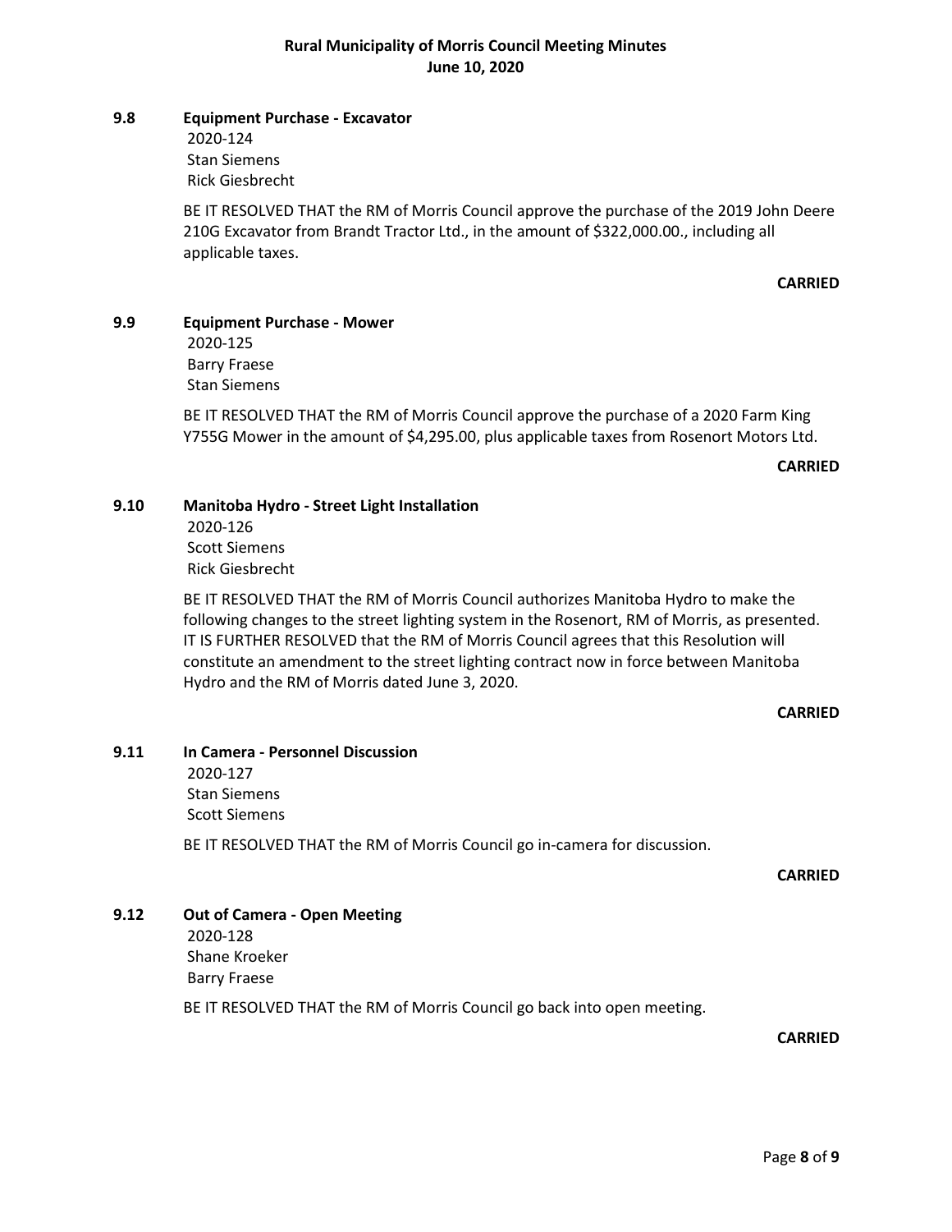### 9.8 Equipment Purchase - Excavator

2020-124
Stan Siemens
Rick Giesbrecht

BE IT RESOLVED THAT the RM of Morris Council approve the purchase of the 2019 John Deere 210G Excavator from Brandt Tractor Ltd., in the amount of $322,000.00., including all applicable taxes.

**CARRIED**

### 9.9 Equipment Purchase - Mower

2020-125
Barry Fraese
Stan Siemens

BE IT RESOLVED THAT the RM of Morris Council approve the purchase of a 2020 Farm King Y755G Mower in the amount of $4,295.00, plus applicable taxes from Rosenort Motors Ltd.

**CARRIED**

### 9.10 Manitoba Hydro - Street Light Installation

2020-126
Scott Siemens
Rick Giesbrecht

BE IT RESOLVED THAT the RM of Morris Council authorizes Manitoba Hydro to make the following changes to the street lighting system in the Rosenort, RM of Morris, as presented. IT IS FURTHER RESOLVED that the RM of Morris Council agrees that this Resolution will constitute an amendment to the street lighting contract now in force between Manitoba Hydro and the RM of Morris dated June 3, 2020.

**CARRIED**

### 9.11 In Camera - Personnel Discussion

2020-127
Stan Siemens
Scott Siemens

BE IT RESOLVED THAT the RM of Morris Council go in-camera for discussion.

**CARRIED**

### 9.12 Out of Camera - Open Meeting

2020-128
Shane Kroeker
Barry Fraese

BE IT RESOLVED THAT the RM of Morris Council go back into open meeting.

**CARRIED**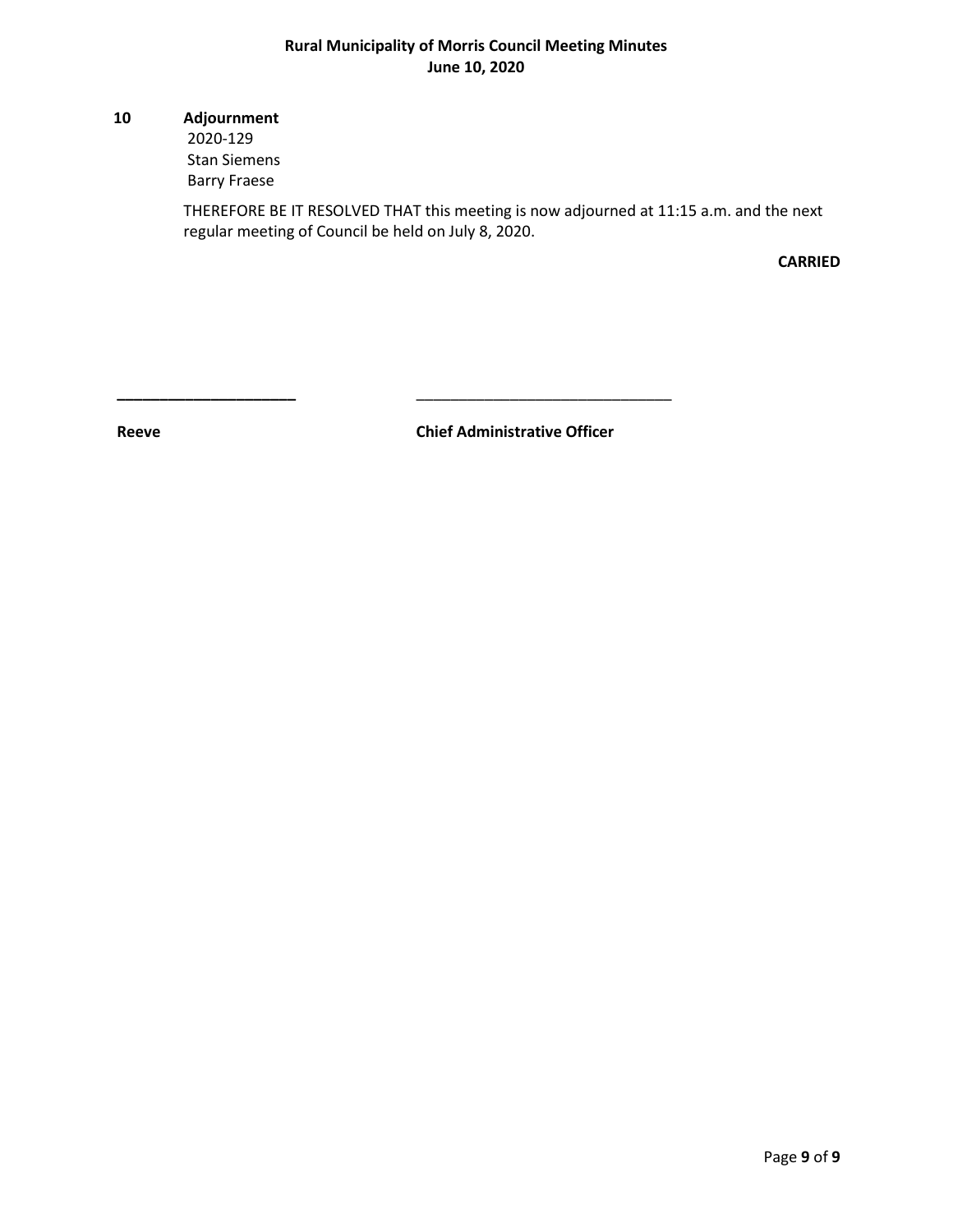## 10 Adjournment

2020-129
Stan Siemens
Barry Fraese

THEREFORE BE IT RESOLVED THAT this meeting is now adjourned at 11:15 a.m. and the next regular meeting of Council be held on July 8, 2020.

**CARRIED**

\_\_\_\_\_\_\_\_\_\_\_\_\_\_\_\_\_\_\_\_\_\_ \_\_\_\_\_\_\_\_\_\_\_\_\_\_\_\_\_\_\_\_\_\_\_\_\_\_\_\_\_\_\_

**Reeve** **Chief Administrative Officer**